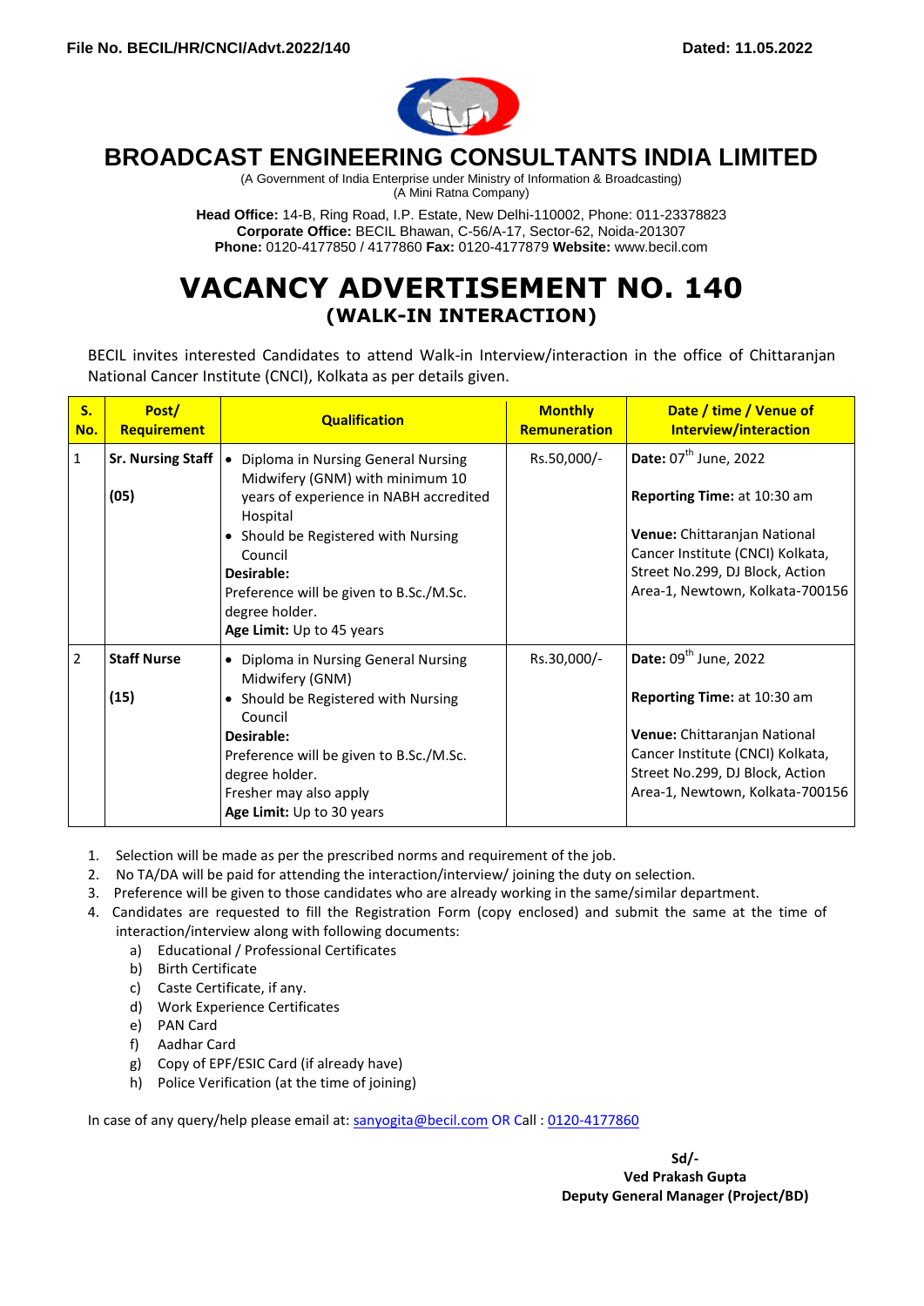**File No. BECIL/HR/CNCI/Advt.2022/140** **Dated: 11.05.2022**

# BROADCAST ENGINEERING CONSULTANTS INDIA LIMITED

(A Government of India Enterprise under Ministry of Information & Broadcasting)
(A Mini Ratna Company)

**Head Office:** 14-B, Ring Road, I.P. Estate, New Delhi-110002, Phone: 011-23378823
**Corporate Office:** BECIL Bhawan, C-56/A-17, Sector-62, Noida-201307
**Phone:** 0120-4177850 / 4177860 **Fax:** 0120-4177879 **Website:** www.becil.com

# VACANCY ADVERTISEMENT NO. 140

## (WALK-IN INTERACTION)

BECIL invites interested Candidates to attend Walk-in Interview/interaction in the office of Chittaranjan National Cancer Institute (CNCI), Kolkata as per details given.

| S. No. | Post/ Requirement | Qualification | Monthly Remuneration | Date / time / Venue of Interview/interaction |
|---|---|---|---|---|
| 1 | **Sr. Nursing Staff** **(05)** | • Diploma in Nursing General Nursing Midwifery (GNM) with minimum 10 years of experience in NABH accredited Hospital<br>• Should be Registered with Nursing Council<br>**Desirable:**<br>Preference will be given to B.Sc./M.Sc. degree holder.<br>**Age Limit:** Up to 45 years | Rs.50,000/- | **Date:** 07th June, 2022<br>**Reporting Time:** at 10:30 am<br>**Venue:** Chittaranjan National Cancer Institute (CNCI) Kolkata, Street No.299, DJ Block, Action Area-1, Newtown, Kolkata-700156 |
| 2 | **Staff Nurse** **(15)** | • Diploma in Nursing General Nursing Midwifery (GNM)<br>• Should be Registered with Nursing Council<br>**Desirable:**<br>Preference will be given to B.Sc./M.Sc. degree holder.<br>Fresher may also apply<br>**Age Limit:** Up to 30 years | Rs.30,000/- | **Date:** 09th June, 2022<br>**Reporting Time:** at 10:30 am<br>**Venue:** Chittaranjan National Cancer Institute (CNCI) Kolkata, Street No.299, DJ Block, Action Area-1, Newtown, Kolkata-700156 |

1. Selection will be made as per the prescribed norms and requirement of the job.
2. No TA/DA will be paid for attending the interaction/interview/ joining the duty on selection.
3. Preference will be given to those candidates who are already working in the same/similar department.
4. Candidates are requested to fill the Registration Form (copy enclosed) and submit the same at the time of interaction/interview along with following documents:
   a) Educational / Professional Certificates
   b) Birth Certificate
   c) Caste Certificate, if any.
   d) Work Experience Certificates
   e) PAN Card
   f) Aadhar Card
   g) Copy of EPF/ESIC Card (if already have)
   h) Police Verification (at the time of joining)

In case of any query/help please email at: sanyogita@becil.com OR Call : 0120-4177860

**Sd/-**
**Ved Prakash Gupta**
**Deputy General Manager (Project/BD)**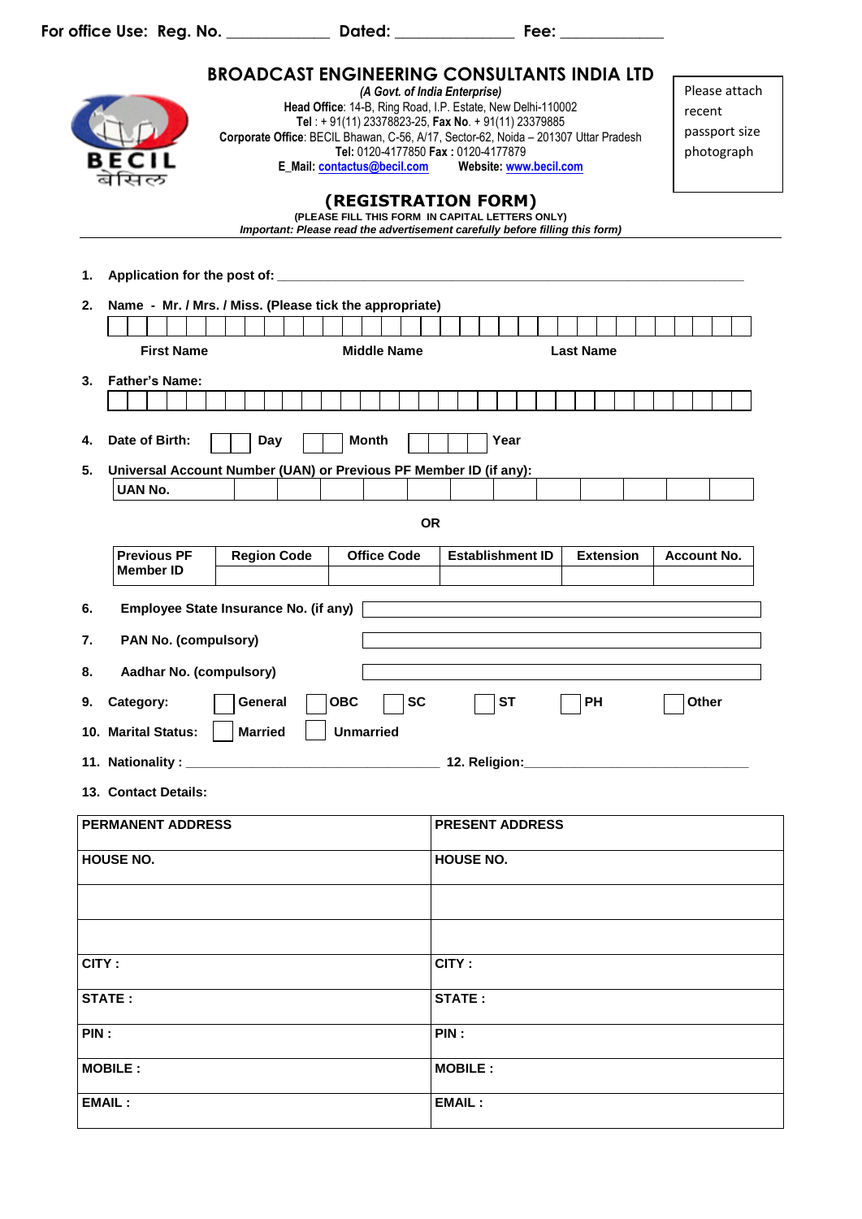For office Use: Reg. No. ____________ Dated: ______________ Fee: ____________

# BROADCAST ENGINEERING CONSULTANTS INDIA LTD

*(A Govt. of India Enterprise)*

**Head Office**: 14-B, Ring Road, I.P. Estate, New Delhi-110002
**Tel** : + 91(11) 23378823-25, **Fax No**. + 91(11) 23379885
**Corporate Office**: BECIL Bhawan, C-56, A/17, Sector-62, Noida – 201307 Uttar Pradesh
**Tel:** 0120-4177850 **Fax :** 0120-4177879
**E_Mail:** contactus@becil.com **Website:** www.becil.com

BECIL बेसिल

Please attach recent passport size photograph

## (REGISTRATION FORM)

(PLEASE FILL THIS FORM IN CAPITAL LETTERS ONLY)

*Important: Please read the advertisement carefully before filling this form)*

---

1. **Application for the post of:** ______________________________________________

2. **Name - Mr. / Mrs. / Miss. (Please tick the appropriate)**

   **First Name** **Middle Name** **Last Name**

3. **Father's Name:**

4. **Date of Birth:** ☐☐ **Day** ☐☐ **Month** ☐☐☐☐ **Year**

5. **Universal Account Number (UAN) or Previous PF Member ID (if any):**

| UAN No. | | | | | | | | | | | | |
|---|---|---|---|---|---|---|---|---|---|---|---|---|

**OR**

| Previous PF Member ID | Region Code | Office Code | Establishment ID | Extension | Account No. |
|---|---|---|---|---|---|
| | | | | | |

6. **Employee State Insurance No. (if any)**

7. **PAN No. (compulsory)**

8. **Aadhar No. (compulsory)**

9. **Category:** ☐ General ☐ OBC ☐ SC ☐ ST ☐ PH ☐ Other

10. **Marital Status:** ☐ Married ☐ Unmarried

11. **Nationality :** ______________________________ 12. **Religion:**______________________________

13. **Contact Details:**

| PERMANENT ADDRESS | PRESENT ADDRESS |
|---|---|
| HOUSE NO. | HOUSE NO. |
| | |
| | |
| CITY : | CITY : |
| STATE : | STATE : |
| PIN : | PIN : |
| MOBILE : | MOBILE : |
| EMAIL : | EMAIL : |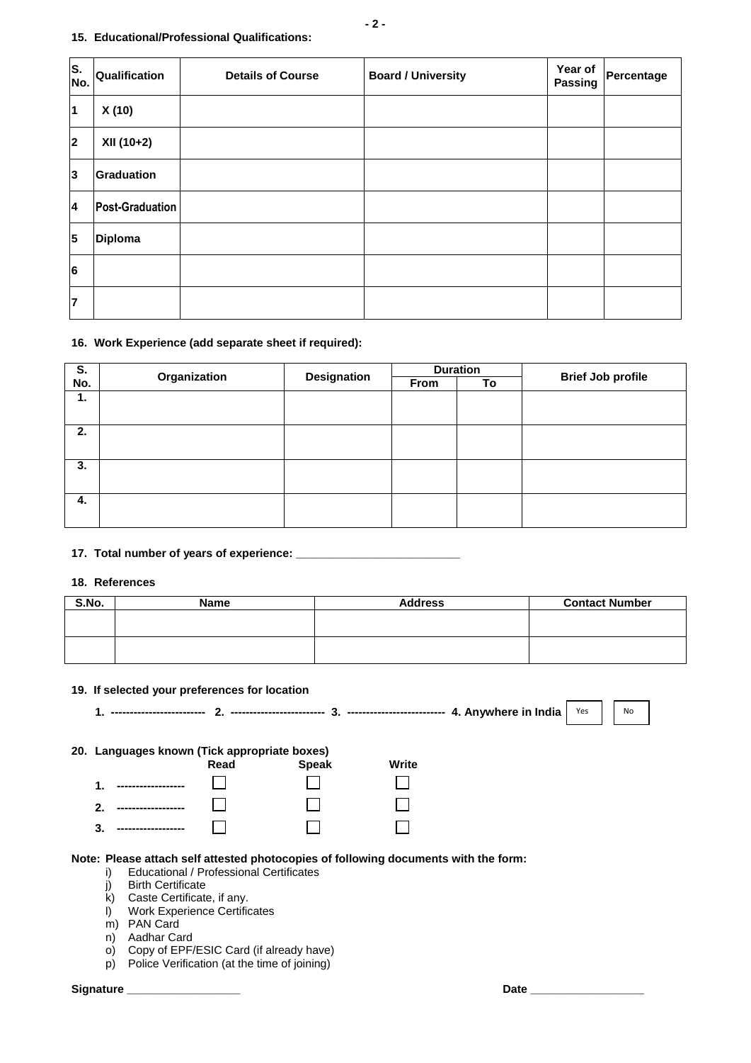**15. Educational/Professional Qualifications:**

| S. No. | Qualification | Details of Course | Board / University | Year of Passing | Percentage |
|---|---|---|---|---|---|
| 1 | X (10) | | | | |
| 2 | XII (10+2) | | | | |
| 3 | Graduation | | | | |
| 4 | Post-Graduation | | | | |
| 5 | Diploma | | | | |
| 6 | | | | | |
| 7 | | | | | |

**16. Work Experience (add separate sheet if required):**

| S. No. | Organization | Designation | Duration | | Brief Job profile |
|---|---|---|---|---|---|
| | | | From | To | |
| 1. | | | | | |
| 2. | | | | | |
| 3. | | | | | |
| 4. | | | | | |

**17. Total number of years of experience: ___________________________**

**18. References**

| S.No. | Name | Address | Contact Number |
|---|---|---|---|
| | | | |
| | | | |

**19. If selected your preferences for location**

**1. ------------------------- 2. ------------------------- 3. -------------------------- 4. Anywhere in India** Yes No

**20. Languages known (Tick appropriate boxes)**

| | Read | Speak | Write |
|---|---|---|---|
| **1. ------------------** | ☐ | ☐ | ☐ |
| **2. ------------------** | ☐ | ☐ | ☐ |
| **3. ------------------** | ☐ | ☐ | ☐ |

**Note: Please attach self attested photocopies of following documents with the form:**

i) Educational / Professional Certificates
j) Birth Certificate
k) Caste Certificate, if any.
l) Work Experience Certificates
m) PAN Card
n) Aadhar Card
o) Copy of EPF/ESIC Card (if already have)
p) Police Verification (at the time of joining)

**Signature __________________** **Date __________________**